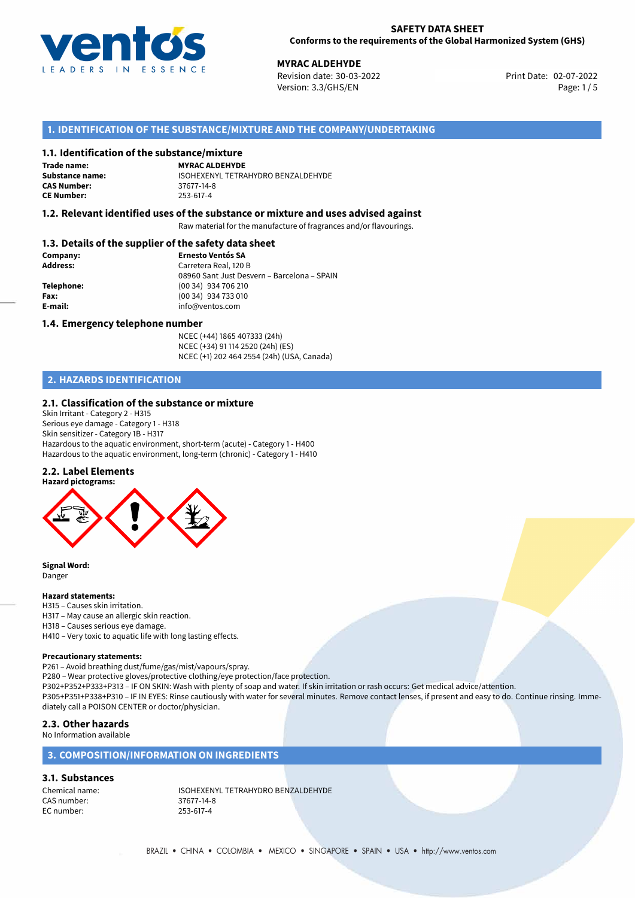**SAFETY DATA SHEET**
**Conforms to the requirements of the Global Harmonized System (GHS)**

**MYRAC ALDEHYDE**
Revision date: 30-03-2022
Version: 3.3/GHS/EN

Print Date: 02-07-2022

## 1. IDENTIFICATION OF THE SUBSTANCE/MIXTURE AND THE COMPANY/UNDERTAKING

### 1.1. Identification of the substance/mixture

| | |
|---|---|
| **Trade name:** | **MYRAC ALDEHYDE** |
| **Substance name:** | ISOHEXENYL TETRAHYDRO BENZALDEHYDE |
| **CAS Number:** | 37677-14-8 |
| **CE Number:** | 253-617-4 |

### 1.2. Relevant identified uses of the substance or mixture and uses advised against

Raw material for the manufacture of fragrances and/or flavourings.

### 1.3. Details of the supplier of the safety data sheet

| | |
|---|---|
| **Company:** | **Ernesto Ventós SA** |
| **Address:** | Carretera Real, 120 B<br>08960 Sant Just Desvern – Barcelona – SPAIN |
| **Telephone:** | (00 34) 934 706 210 |
| **Fax:** | (00 34) 934 733 010 |
| **E-mail:** | info@ventos.com |

### 1.4. Emergency telephone number

NCEC (+44) 1865 407333 (24h)
NCEC (+34) 91 114 2520 (24h) (ES)
NCEC (+1) 202 464 2554 (24h) (USA, Canada)

## 2. HAZARDS IDENTIFICATION

### 2.1. Classification of the substance or mixture

Skin Irritant - Category 2 - H315
Serious eye damage - Category 1 - H318
Skin sensitizer - Category 1B - H317
Hazardous to the aquatic environment, short-term (acute) - Category 1 - H400
Hazardous to the aquatic environment, long-term (chronic) - Category 1 - H410

### 2.2. Label Elements

**Hazard pictograms:**

**Signal Word:**
Danger

**Hazard statements:**
H315 – Causes skin irritation.
H317 – May cause an allergic skin reaction.
H318 – Causes serious eye damage.
H410 – Very toxic to aquatic life with long lasting effects.

**Precautionary statements:**
P261 – Avoid breathing dust/fume/gas/mist/vapours/spray.
P280 – Wear protective gloves/protective clothing/eye protection/face protection.
P302+P352+P333+P313 – IF ON SKIN: Wash with plenty of soap and water. If skin irritation or rash occurs: Get medical advice/attention.
P305+P351+P338+P310 – IF IN EYES: Rinse cautiously with water for several minutes. Remove contact lenses, if present and easy to do. Continue rinsing. Immediately call a POISON CENTER or doctor/physician.

### 2.3. Other hazards

No Information available

## 3. COMPOSITION/INFORMATION ON INGREDIENTS

### 3.1. Substances

| | |
|---|---|
| Chemical name: | ISOHEXENYL TETRAHYDRO BENZALDEHYDE |
| CAS number: | 37677-14-8 |
| EC number: | 253-617-4 |

BRAZIL • CHINA • COLOMBIA • MEXICO • SINGAPORE • SPAIN • USA • http://www.ventos.com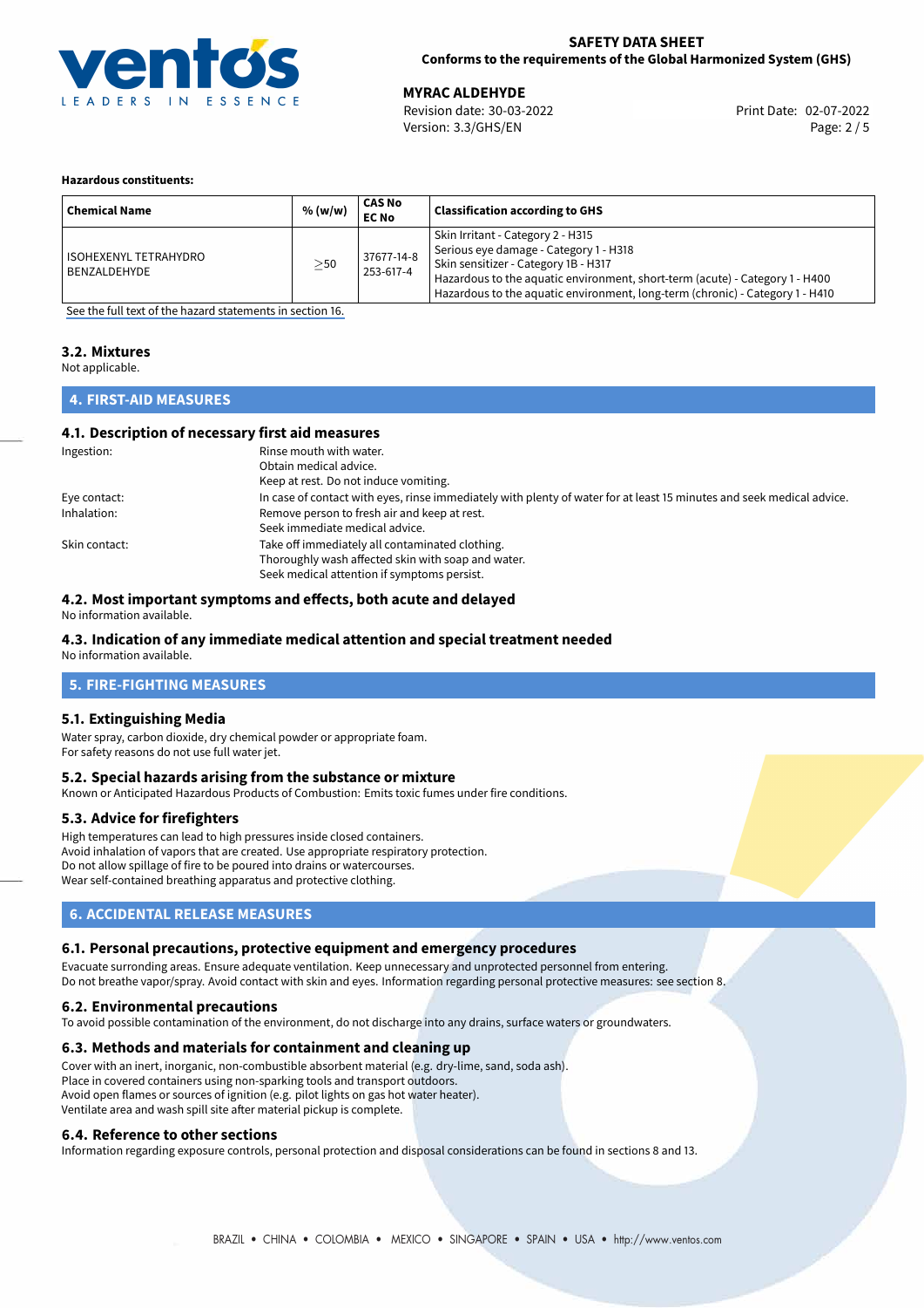**Hazardous constituents:**

| Chemical Name | % (w/w) | CAS No<br>EC No | Classification according to GHS |
|---|---|---|---|
| ISOHEXENYL TETRAHYDRO BENZALDEHYDE | ≥50 | 37677-14-8<br>253-617-4 | Skin Irritant - Category 2 - H315<br>Serious eye damage - Category 1 - H318<br>Skin sensitizer - Category 1B - H317<br>Hazardous to the aquatic environment, short-term (acute) - Category 1 - H400<br>Hazardous to the aquatic environment, long-term (chronic) - Category 1 - H410 |

See the full text of the hazard statements in section 16.

### 3.2. Mixtures

Not applicable.

## 4. FIRST-AID MEASURES

### 4.1. Description of necessary first aid measures

Ingestion: Rinse mouth with water.
Obtain medical advice.
Keep at rest. Do not induce vomiting.

Eye contact: In case of contact with eyes, rinse immediately with plenty of water for at least 15 minutes and seek medical advice.

Inhalation: Remove person to fresh air and keep at rest.
Seek immediate medical advice.

Skin contact: Take off immediately all contaminated clothing.
Thoroughly wash affected skin with soap and water.
Seek medical attention if symptoms persist.

### 4.2. Most important symptoms and effects, both acute and delayed

No information available.

### 4.3. Indication of any immediate medical attention and special treatment needed

No information available.

## 5. FIRE-FIGHTING MEASURES

### 5.1. Extinguishing Media

Water spray, carbon dioxide, dry chemical powder or appropriate foam.
For safety reasons do not use full water jet.

### 5.2. Special hazards arising from the substance or mixture

Known or Anticipated Hazardous Products of Combustion: Emits toxic fumes under fire conditions.

### 5.3. Advice for firefighters

High temperatures can lead to high pressures inside closed containers.
Avoid inhalation of vapors that are created. Use appropriate respiratory protection.
Do not allow spillage of fire to be poured into drains or watercourses.
Wear self-contained breathing apparatus and protective clothing.

## 6. ACCIDENTAL RELEASE MEASURES

### 6.1. Personal precautions, protective equipment and emergency procedures

Evacuate surrounding areas. Ensure adequate ventilation. Keep unnecessary and unprotected personnel from entering.
Do not breathe vapor/spray. Avoid contact with skin and eyes. Information regarding personal protective measures: see section 8.

### 6.2. Environmental precautions

To avoid possible contamination of the environment, do not discharge into any drains, surface waters or groundwaters.

### 6.3. Methods and materials for containment and cleaning up

Cover with an inert, inorganic, non-combustible absorbent material (e.g. dry-lime, sand, soda ash).
Place in covered containers using non-sparking tools and transport outdoors.
Avoid open flames or sources of ignition (e.g. pilot lights on gas hot water heater).
Ventilate area and wash spill site after material pickup is complete.

### 6.4. Reference to other sections

Information regarding exposure controls, personal protection and disposal considerations can be found in sections 8 and 13.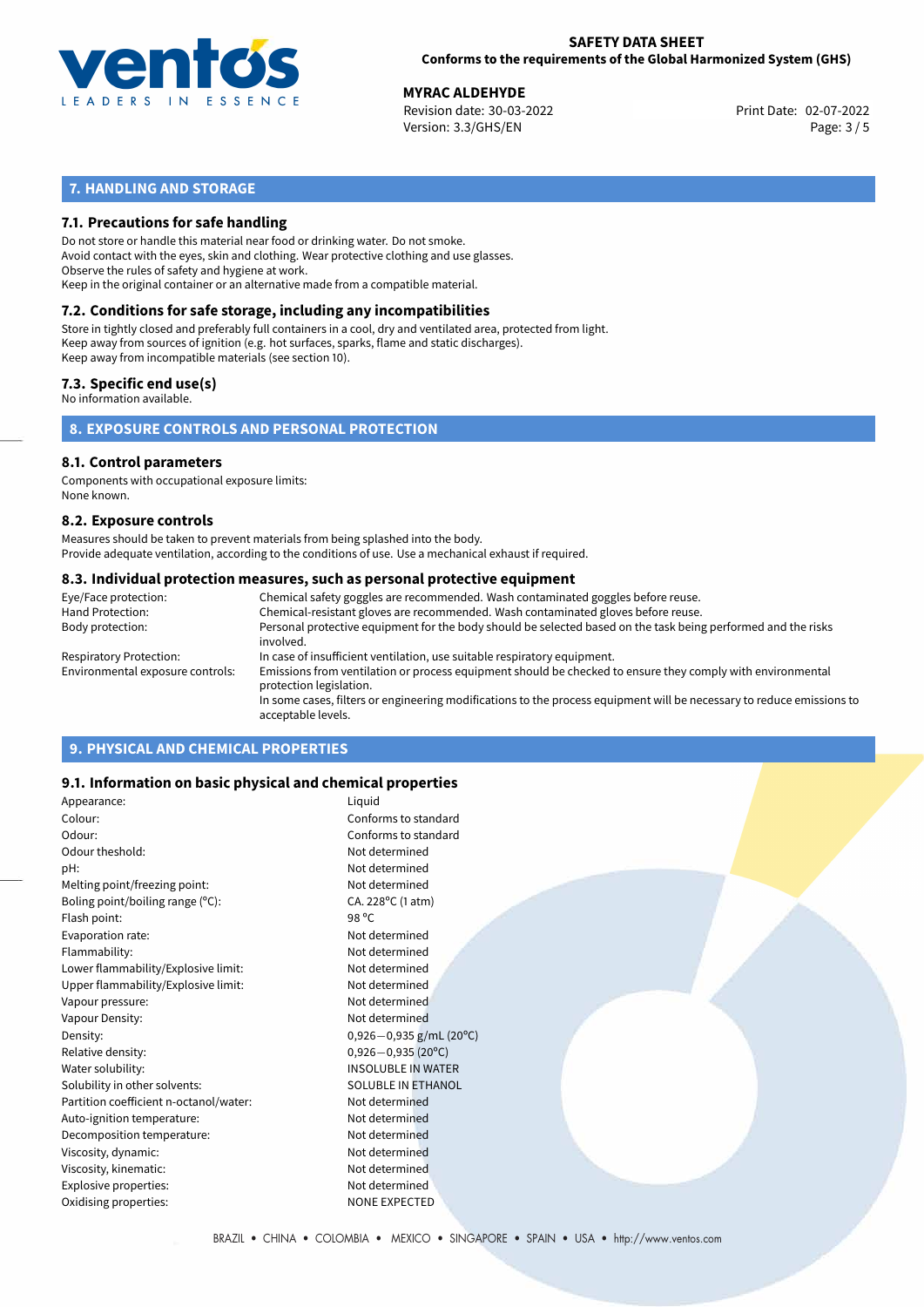## 7. HANDLING AND STORAGE

### 7.1. Precautions for safe handling

Do not store or handle this material near food or drinking water. Do not smoke.
Avoid contact with the eyes, skin and clothing. Wear protective clothing and use glasses.
Observe the rules of safety and hygiene at work.
Keep in the original container or an alternative made from a compatible material.

### 7.2. Conditions for safe storage, including any incompatibilities

Store in tightly closed and preferably full containers in a cool, dry and ventilated area, protected from light.
Keep away from sources of ignition (e.g. hot surfaces, sparks, flame and static discharges).
Keep away from incompatible materials (see section 10).

### 7.3. Specific end use(s)

No information available.

## 8. EXPOSURE CONTROLS AND PERSONAL PROTECTION

### 8.1. Control parameters

Components with occupational exposure limits:
None known.

### 8.2. Exposure controls

Measures should be taken to prevent materials from being splashed into the body.
Provide adequate ventilation, according to the conditions of use. Use a mechanical exhaust if required.

### 8.3. Individual protection measures, such as personal protective equipment

| | |
|---|---|
| Eye/Face protection: | Chemical safety goggles are recommended. Wash contaminated goggles before reuse. |
| Hand Protection: | Chemical-resistant gloves are recommended. Wash contaminated gloves before reuse. |
| Body protection: | Personal protective equipment for the body should be selected based on the task being performed and the risks involved. |
| Respiratory Protection: | In case of insufficient ventilation, use suitable respiratory equipment. |
| Environmental exposure controls: | Emissions from ventilation or process equipment should be checked to ensure they comply with environmental protection legislation. In some cases, filters or engineering modifications to the process equipment will be necessary to reduce emissions to acceptable levels. |

## 9. PHYSICAL AND CHEMICAL PROPERTIES

### 9.1. Information on basic physical and chemical properties

| | |
|---|---|
| Appearance: | Liquid |
| Colour: | Conforms to standard |
| Odour: | Conforms to standard |
| Odour theshold: | Not determined |
| pH: | Not determined |
| Melting point/freezing point: | Not determined |
| Boling point/boiling range (°C): | CA. 228°C (1 atm) |
| Flash point: | 98 °C |
| Evaporation rate: | Not determined |
| Flammability: | Not determined |
| Lower flammability/Explosive limit: | Not determined |
| Upper flammability/Explosive limit: | Not determined |
| Vapour pressure: | Not determined |
| Vapour Density: | Not determined |
| Density: | 0,926−0,935 g/mL (20°C) |
| Relative density: | 0,926−0,935 (20°C) |
| Water solubility: | INSOLUBLE IN WATER |
| Solubility in other solvents: | SOLUBLE IN ETHANOL |
| Partition coefficient n-octanol/water: | Not determined |
| Auto-ignition temperature: | Not determined |
| Decomposition temperature: | Not determined |
| Viscosity, dynamic: | Not determined |
| Viscosity, kinematic: | Not determined |
| Explosive properties: | Not determined |
| Oxidising properties: | NONE EXPECTED |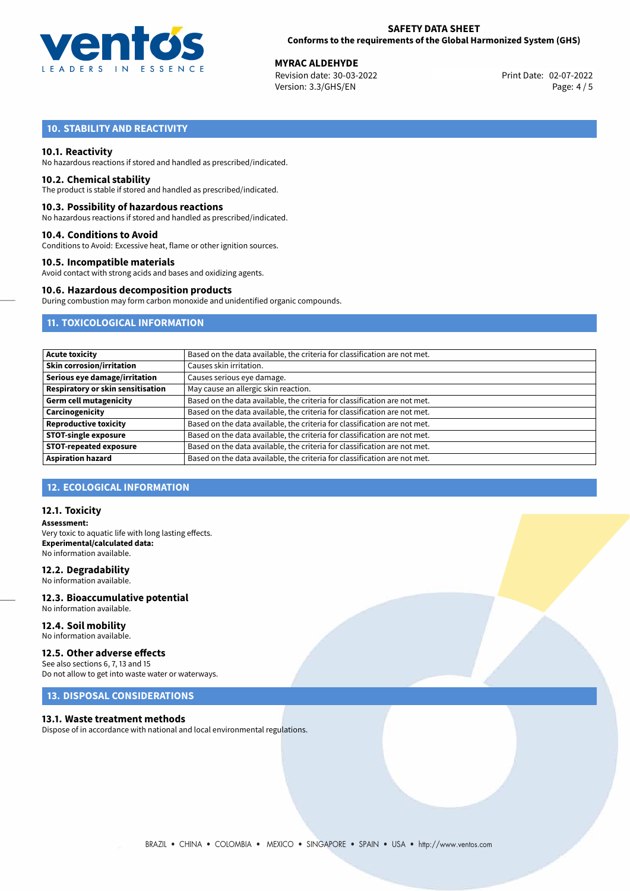## 10. STABILITY AND REACTIVITY

### 10.1. Reactivity

No hazardous reactions if stored and handled as prescribed/indicated.

### 10.2. Chemical stability

The product is stable if stored and handled as prescribed/indicated.

### 10.3. Possibility of hazardous reactions

No hazardous reactions if stored and handled as prescribed/indicated.

### 10.4. Conditions to Avoid

Conditions to Avoid: Excessive heat, flame or other ignition sources.

### 10.5. Incompatible materials

Avoid contact with strong acids and bases and oxidizing agents.

### 10.6. Hazardous decomposition products

During combustion may form carbon monoxide and unidentified organic compounds.

## 11. TOXICOLOGICAL INFORMATION

| | |
|---|---|
| **Acute toxicity** | Based on the data available, the criteria for classification are not met. |
| **Skin corrosion/irritation** | Causes skin irritation. |
| **Serious eye damage/irritation** | Causes serious eye damage. |
| **Respiratory or skin sensitisation** | May cause an allergic skin reaction. |
| **Germ cell mutagenicity** | Based on the data available, the criteria for classification are not met. |
| **Carcinogenicity** | Based on the data available, the criteria for classification are not met. |
| **Reproductive toxicity** | Based on the data available, the criteria for classification are not met. |
| **STOT-single exposure** | Based on the data available, the criteria for classification are not met. |
| **STOT-repeated exposure** | Based on the data available, the criteria for classification are not met. |
| **Aspiration hazard** | Based on the data available, the criteria for classification are not met. |

## 12. ECOLOGICAL INFORMATION

### 12.1. Toxicity

**Assessment:**
Very toxic to aquatic life with long lasting effects.
**Experimental/calculated data:**
No information available.

### 12.2. Degradability

No information available.

### 12.3. Bioaccumulative potential

No information available.

### 12.4. Soil mobility

No information available.

### 12.5. Other adverse effects

See also sections 6, 7, 13 and 15
Do not allow to get into waste water or waterways.

## 13. DISPOSAL CONSIDERATIONS

### 13.1. Waste treatment methods

Dispose of in accordance with national and local environmental regulations.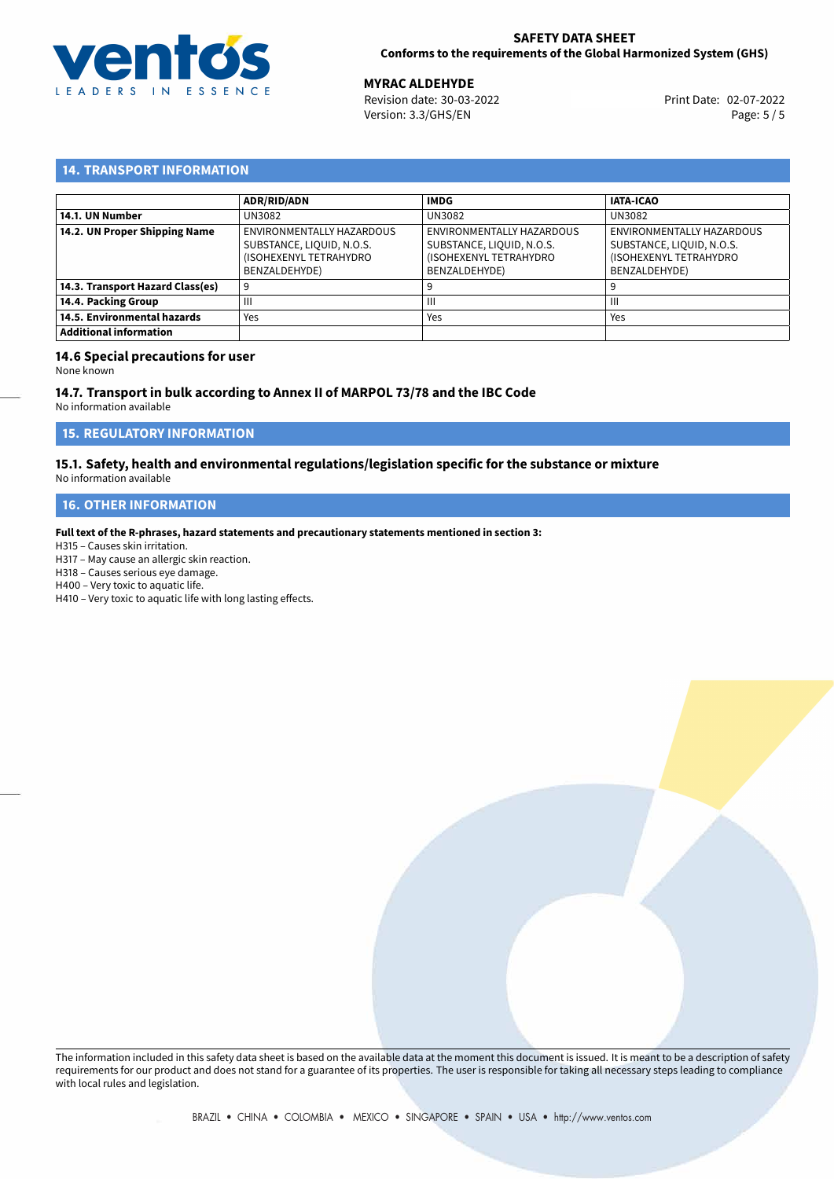## 14. TRANSPORT INFORMATION

| | ADR/RID/ADN | IMDG | IATA-ICAO |
|---|---|---|---|
| **14.1. UN Number** | UN3082 | UN3082 | UN3082 |
| **14.2. UN Proper Shipping Name** | ENVIRONMENTALLY HAZARDOUS SUBSTANCE, LIQUID, N.O.S. (ISOHEXENYL TETRAHYDRO BENZALDEHYDE) | ENVIRONMENTALLY HAZARDOUS SUBSTANCE, LIQUID, N.O.S. (ISOHEXENYL TETRAHYDRO BENZALDEHYDE) | ENVIRONMENTALLY HAZARDOUS SUBSTANCE, LIQUID, N.O.S. (ISOHEXENYL TETRAHYDRO BENZALDEHYDE) |
| **14.3. Transport Hazard Class(es)** | 9 | 9 | 9 |
| **14.4. Packing Group** | III | III | III |
| **14.5. Environmental hazards** | Yes | Yes | Yes |
| **Additional information** | | | |

### 14.6 Special precautions for user

None known

### 14.7. Transport in bulk according to Annex II of MARPOL 73/78 and the IBC Code

No information available

## 15. REGULATORY INFORMATION

### 15.1. Safety, health and environmental regulations/legislation specific for the substance or mixture

No information available

## 16. OTHER INFORMATION

**Full text of the R-phrases, hazard statements and precautionary statements mentioned in section 3:**

H315 – Causes skin irritation.
H317 – May cause an allergic skin reaction.
H318 – Causes serious eye damage.
H400 – Very toxic to aquatic life.
H410 – Very toxic to aquatic life with long lasting effects.

The information included in this safety data sheet is based on the available data at the moment this document is issued. It is meant to be a description of safety requirements for our product and does not stand for a guarantee of its properties. The user is responsible for taking all necessary steps leading to compliance with local rules and legislation.